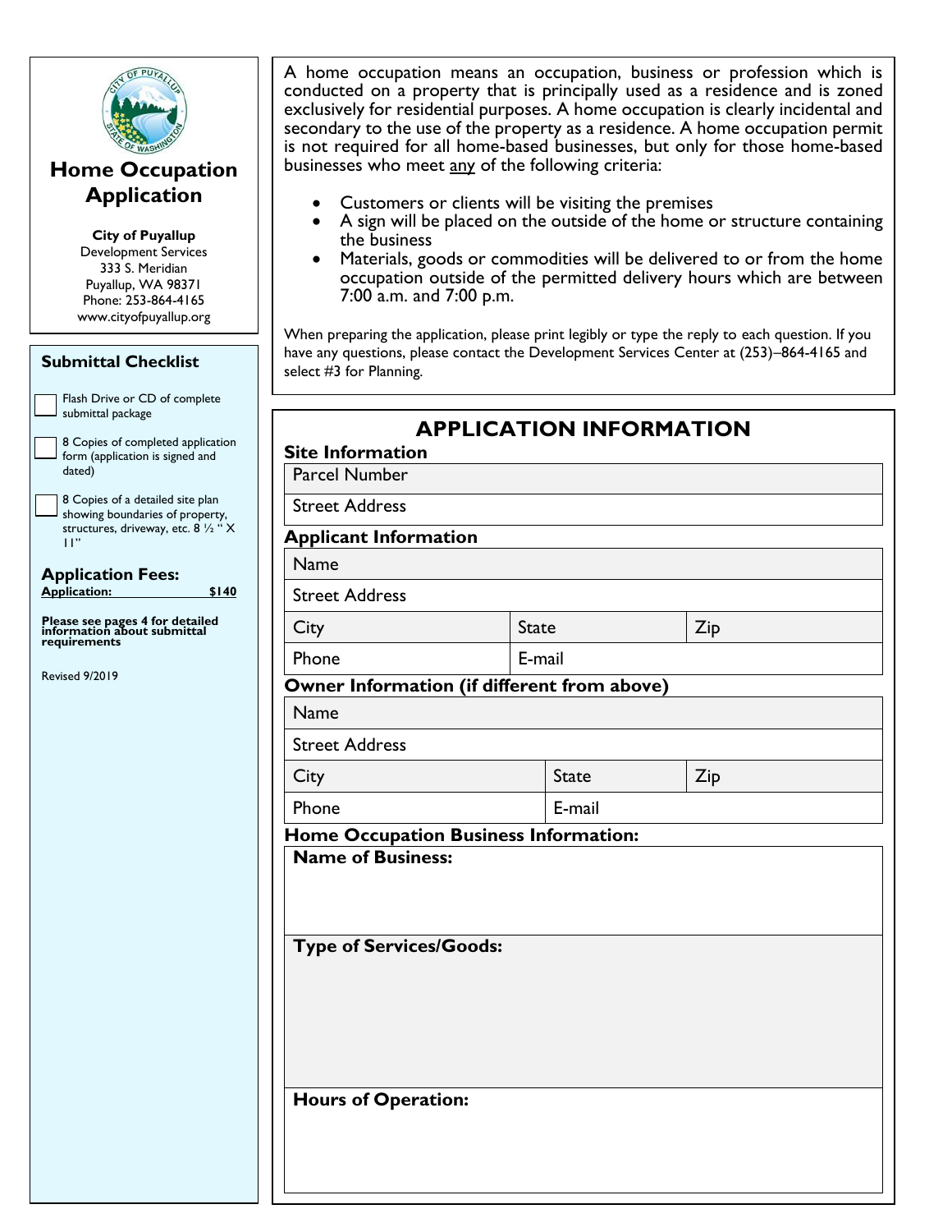# Home Occupation Application

**City of Puyallup**
Development Services
333 S. Meridian
Puyallup, WA 98371
Phone: 253-864-4165
www.cityofpuyallup.org

## Submittal Checklist

- [ ] Flash Drive or CD of complete submittal package
- [ ] 8 Copies of completed application form (application is signed and dated)
- [ ] 8 Copies of a detailed site plan showing boundaries of property, structures, driveway, etc. 8 ½ " X 11"

### Application Fees:

**Application: $140**

**Please see pages 4 for detailed information about submittal requirements**

Revised 9/2019

A home occupation means an occupation, business or profession which is conducted on a property that is principally used as a residence and is zoned exclusively for residential purposes. A home occupation is clearly incidental and secondary to the use of the property as a residence. A home occupation permit is not required for all home-based businesses, but only for those home-based businesses who meet any of the following criteria:

- Customers or clients will be visiting the premises
- A sign will be placed on the outside of the home or structure containing the business
- Materials, goods or commodities will be delivered to or from the home occupation outside of the permitted delivery hours which are between 7:00 a.m. and 7:00 p.m.

When preparing the application, please print legibly or type the reply to each question. If you have any questions, please contact the Development Services Center at (253)–864-4165 and select #3 for Planning.

## APPLICATION INFORMATION

**Site Information**

| Parcel Number |
|---|
| Street Address |

**Applicant Information**

| Name | | |
|---|---|---|
| Street Address | | |
| City | State | Zip |
| Phone | E-mail | |

**Owner Information (if different from above)**

| Name | | |
|---|---|---|
| Street Address | | |
| City | State | Zip |
| Phone | E-mail | |

**Home Occupation Business Information:**

**Name of Business:**

**Type of Services/Goods:**

**Hours of Operation:**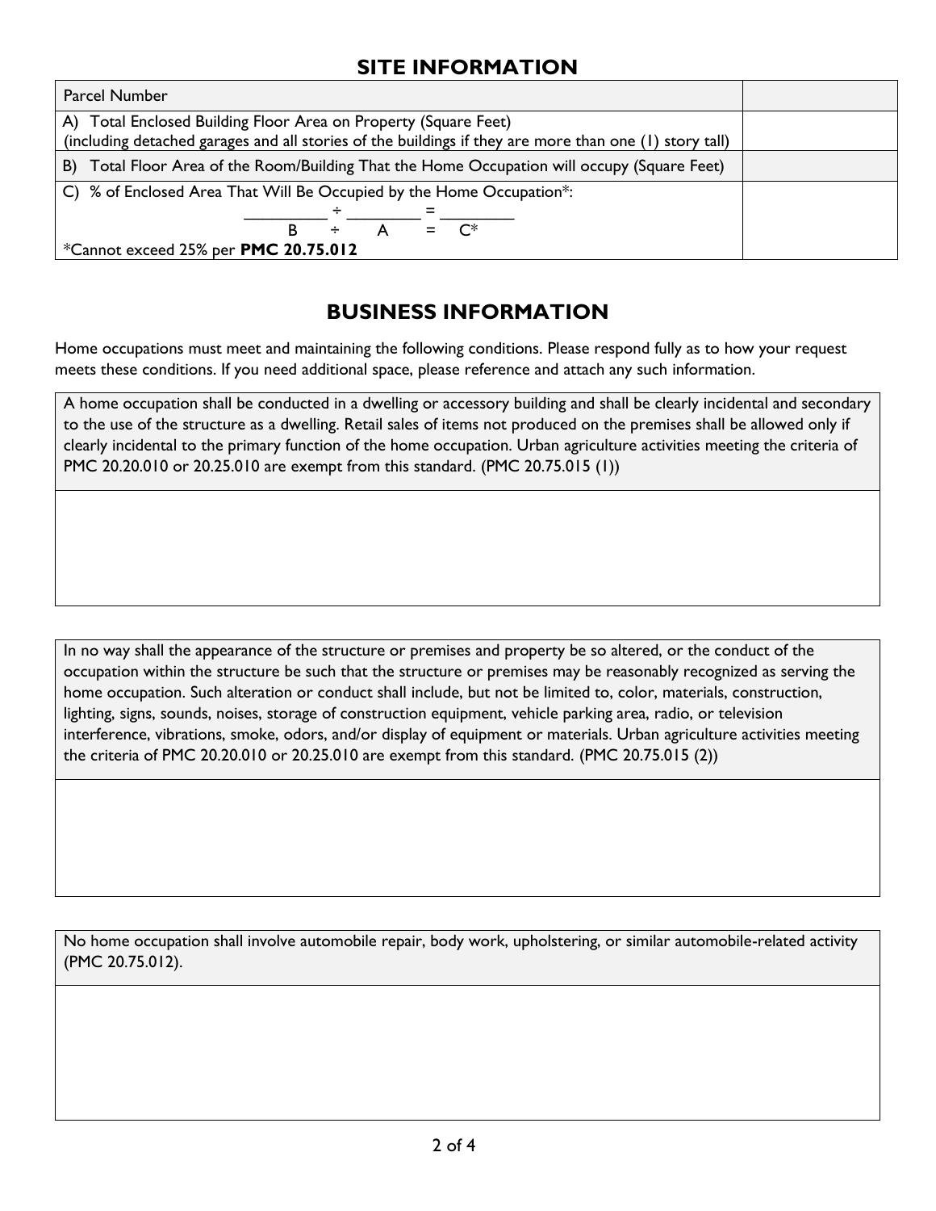## SITE INFORMATION

| Parcel Number | |
|---|---|
| A) Total Enclosed Building Floor Area on Property (Square Feet) (including detached garages and all stories of the buildings if they are more than one (1) story tall) | |
| B) Total Floor Area of the Room/Building That the Home Occupation will occupy (Square Feet) | |
| C) % of Enclosed Area That Will Be Occupied by the Home Occupation*: _________ ÷ ________ = ________ B ÷ A = C* *Cannot exceed 25% per **PMC 20.75.012** | |

## BUSINESS INFORMATION

Home occupations must meet and maintaining the following conditions. Please respond fully as to how your request meets these conditions. If you need additional space, please reference and attach any such information.

| A home occupation shall be conducted in a dwelling or accessory building and shall be clearly incidental and secondary to the use of the structure as a dwelling. Retail sales of items not produced on the premises shall be allowed only if clearly incidental to the primary function of the home occupation. Urban agriculture activities meeting the criteria of PMC 20.20.010 or 20.25.010 are exempt from this standard. (PMC 20.75.015 (1)) |
|---|
| |

| In no way shall the appearance of the structure or premises and property be so altered, or the conduct of the occupation within the structure be such that the structure or premises may be reasonably recognized as serving the home occupation. Such alteration or conduct shall include, but not be limited to, color, materials, construction, lighting, signs, sounds, noises, storage of construction equipment, vehicle parking area, radio, or television interference, vibrations, smoke, odors, and/or display of equipment or materials. Urban agriculture activities meeting the criteria of PMC 20.20.010 or 20.25.010 are exempt from this standard. (PMC 20.75.015 (2)) |
|---|
| |

| No home occupation shall involve automobile repair, body work, upholstering, or similar automobile-related activity (PMC 20.75.012). |
|---|
| |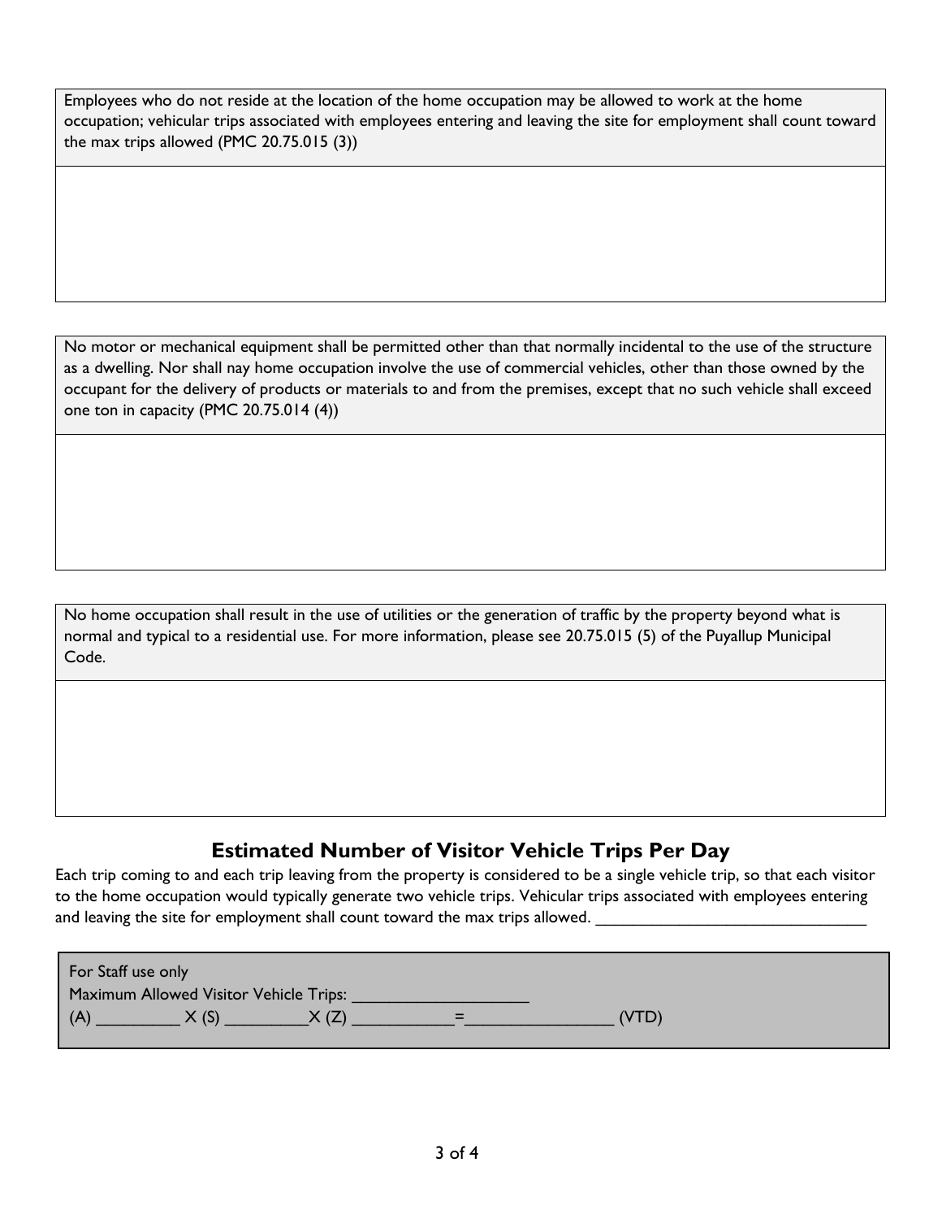| Employees who do not reside at the location of the home occupation may be allowed to work at the home occupation; vehicular trips associated with employees entering and leaving the site for employment shall count toward the max trips allowed (PMC 20.75.015 (3)) |
| --- |
| |

| No motor or mechanical equipment shall be permitted other than that normally incidental to the use of the structure as a dwelling. Nor shall nay home occupation involve the use of commercial vehicles, other than those owned by the occupant for the delivery of products or materials to and from the premises, except that no such vehicle shall exceed one ton in capacity (PMC 20.75.014 (4)) |
| --- |
| |

| No home occupation shall result in the use of utilities or the generation of traffic by the property beyond what is normal and typical to a residential use. For more information, please see 20.75.015 (5) of the Puyallup Municipal Code. |
| --- |
| |

## Estimated Number of Visitor Vehicle Trips Per Day

Each trip coming to and each trip leaving from the property is considered to be a single vehicle trip, so that each visitor to the home occupation would typically generate two vehicle trips. Vehicular trips associated with employees entering and leaving the site for employment shall count toward the max trips allowed. ______________________________

For Staff use only
Maximum Allowed Visitor Vehicle Trips: ____________________
(A) _________ X (S) _________X (Z) ___________=________________ (VTD)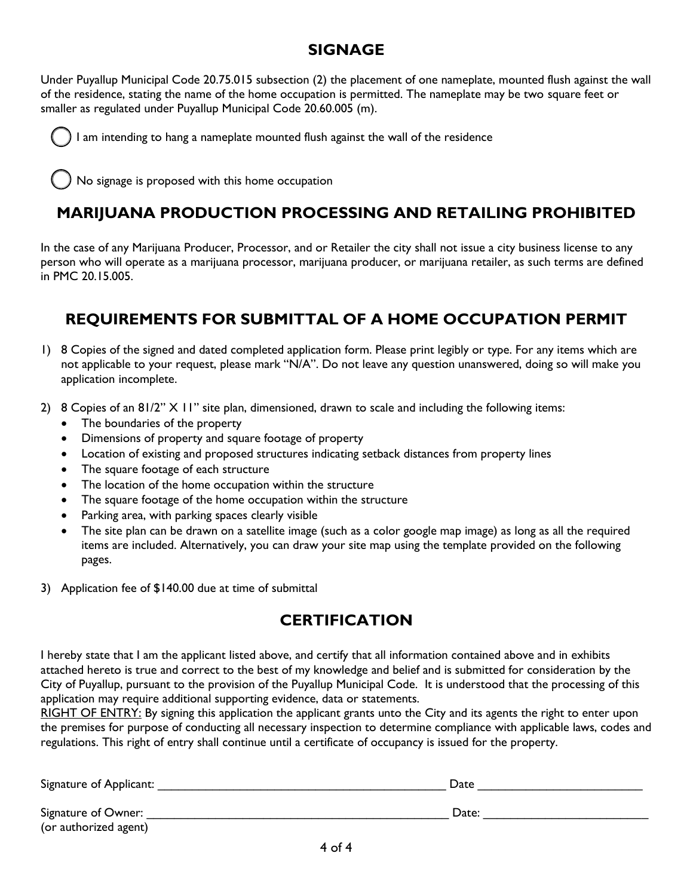## SIGNAGE

Under Puyallup Municipal Code 20.75.015 subsection (2) the placement of one nameplate, mounted flush against the wall of the residence, stating the name of the home occupation is permitted. The nameplate may be two square feet or smaller as regulated under Puyallup Municipal Code 20.60.005 (m).

◯ I am intending to hang a nameplate mounted flush against the wall of the residence

◯ No signage is proposed with this home occupation

## MARIJUANA PRODUCTION PROCESSING AND RETAILING PROHIBITED

In the case of any Marijuana Producer, Processor, and or Retailer the city shall not issue a city business license to any person who will operate as a marijuana processor, marijuana producer, or marijuana retailer, as such terms are defined in PMC 20.15.005.

## REQUIREMENTS FOR SUBMITTAL OF A HOME OCCUPATION PERMIT

1) 8 Copies of the signed and dated completed application form. Please print legibly or type. For any items which are not applicable to your request, please mark "N/A". Do not leave any question unanswered, doing so will make you application incomplete.

2) 8 Copies of an 81/2" X 11" site plan, dimensioned, drawn to scale and including the following items:
   - The boundaries of the property
   - Dimensions of property and square footage of property
   - Location of existing and proposed structures indicating setback distances from property lines
   - The square footage of each structure
   - The location of the home occupation within the structure
   - The square footage of the home occupation within the structure
   - Parking area, with parking spaces clearly visible
   - The site plan can be drawn on a satellite image (such as a color google map image) as long as all the required items are included. Alternatively, you can draw your site map using the template provided on the following pages.

3) Application fee of $140.00 due at time of submittal

## CERTIFICATION

I hereby state that I am the applicant listed above, and certify that all information contained above and in exhibits attached hereto is true and correct to the best of my knowledge and belief and is submitted for consideration by the City of Puyallup, pursuant to the provision of the Puyallup Municipal Code. It is understood that the processing of this application may require additional supporting evidence, data or statements.

RIGHT OF ENTRY: By signing this application the applicant grants unto the City and its agents the right to enter upon the premises for purpose of conducting all necessary inspection to determine compliance with applicable laws, codes and regulations. This right of entry shall continue until a certificate of occupancy is issued for the property.

Signature of Applicant: _____________________________________________ Date _________________________

Signature of Owner: _______________________________________________ Date: _________________________
(or authorized agent)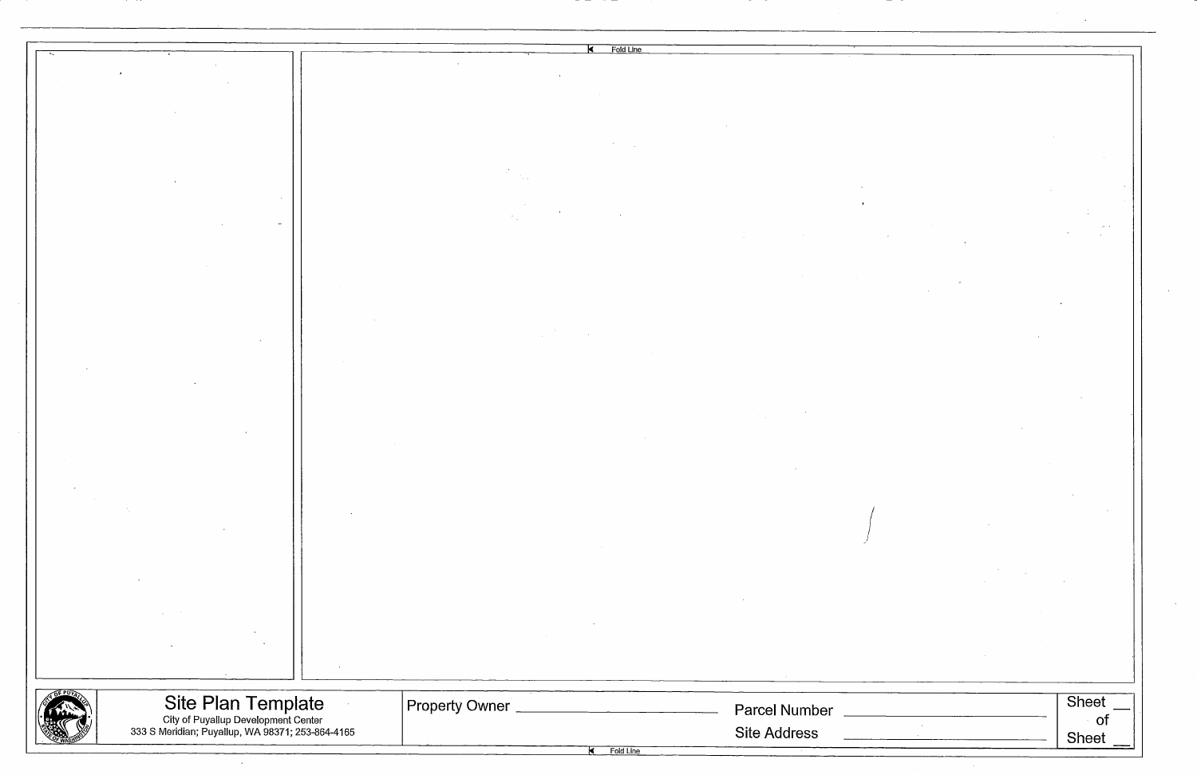Fold Line

# Site Plan Template

City of Puyallup Development Center

333 S Meridian; Puyallup, WA 98371; 253-864-4165

Property Owner ______________________________

Parcel Number ______________________________

Site Address ______________________________

Sheet ___ of Sheet ___

Fold Line